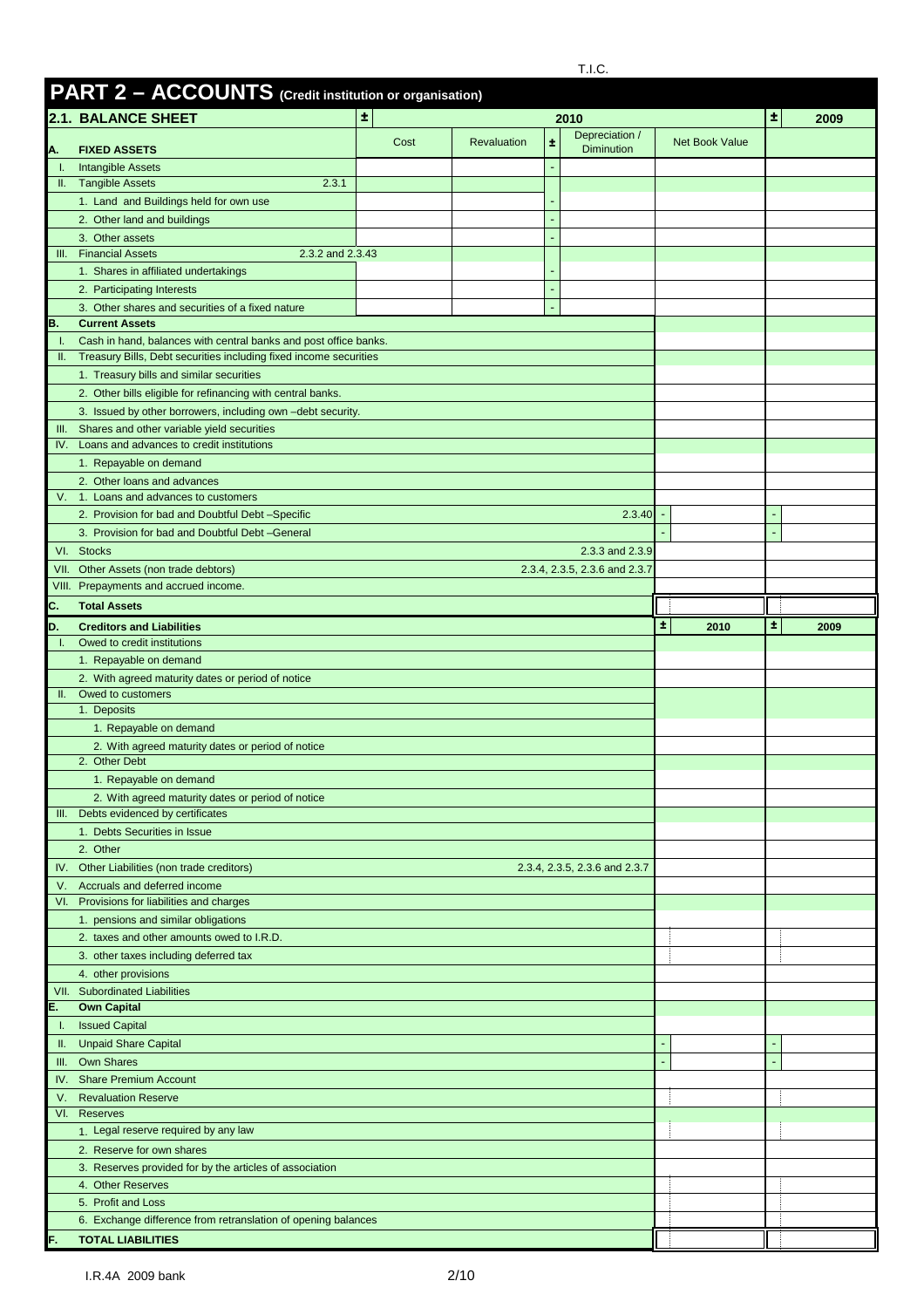T.I.C.

# PART 2 – ACCOUNTS (Credit institution or organisation)

## 2.1. BALANCE SHEET

| | | ± | 2010 | | | | | ± | 2009 |
|---|---|---|---|---|---|---|---|---|---|
| **A.** | **FIXED ASSETS** | | Cost | Revaluation | ± | Depreciation / Diminution | Net Book Value | | |
| I. | Intangible Assets | | | | - | | | | |
| II. | Tangible Assets 2.3.1 | | | | | | | | |
| | 1. Land and Buildings held for own use | | | | - | | | | |
| | 2. Other land and buildings | | | | - | | | | |
| | 3. Other assets | | | | - | | | | |
| III. | Financial Assets 2.3.2 and 2.3.43 | | | | | | | | |
| | 1. Shares in affiliated undertakings | | | | - | | | | |
| | 2. Participating Interests | | | | - | | | | |
| | 3. Other shares and securities of a fixed nature | | | | - | | | | |
| **B.** | **Current Assets** | | | | | | | | |
| I. | Cash in hand, balances with central banks and post office banks. | | | | | | | | |
| II. | Treasury Bills, Debt securities including fixed income securities | | | | | | | | |
| | 1. Treasury bills and similar securities | | | | | | | | |
| | 2. Other bills eligible for refinancing with central banks. | | | | | | | | |
| | 3. Issued by other borrowers, including own –debt security. | | | | | | | | |
| III. | Shares and other variable yield securities | | | | | | | | |
| IV. | Loans and advances to credit institutions | | | | | | | | |
| | 1. Repayable on demand | | | | | | | | |
| | 2. Other loans and advances | | | | | | | | |
| V. | 1. Loans and advances to customers | | | | | | | | |
| | 2. Provision for bad and Doubtful Debt –Specific | | | | | 2.3.40 | - | - | |
| | 3. Provision for bad and Doubtful Debt –General | | | | | | - | - | |
| VI. | Stocks | | | | | 2.3.3 and 2.3.9 | | | |
| VII. | Other Assets (non trade debtors) | | | | | 2.3.4, 2.3.5, 2.3.6 and 2.3.7 | | | |
| VIII. | Prepayments and accrued income. | | | | | | | | |
| **C.** | **Total Assets** | | | | | | | | |

| | | ± | 2010 | ± | 2009 |
|---|---|---|---|---|---|
| **D.** | **Creditors and Liabilities** | | | | |
| I. | Owed to credit institutions | | | | |
| | 1. Repayable on demand | | | | |
| | 2. With agreed maturity dates or period of notice | | | | |
| II. | Owed to customers | | | | |
| | 1. Deposits | | | | |
| | 1. Repayable on demand | | | | |
| | 2. With agreed maturity dates or period of notice | | | | |
| | 2. Other Debt | | | | |
| | 1. Repayable on demand | | | | |
| | 2. With agreed maturity dates or period of notice | | | | |
| III. | Debts evidenced by certificates | | | | |
| | 1. Debts Securities in Issue | | | | |
| | 2. Other | | | | |
| IV. | Other Liabilities (non trade creditors) 2.3.4, 2.3.5, 2.3.6 and 2.3.7 | | | | |
| V. | Accruals and deferred income | | | | |
| VI. | Provisions for liabilities and charges | | | | |
| | 1. pensions and similar obligations | | | | |
| | 2. taxes and other amounts owed to I.R.D. | | | | |
| | 3. other taxes including deferred tax | | | | |
| | 4. other provisions | | | | |
| VII. | Subordinated Liabilities | | | | |
| **E.** | **Own Capital** | | | | |
| I. | Issued Capital | | | | |
| II. | Unpaid Share Capital | - | | - | |
| III. | Own Shares | - | | - | |
| IV. | Share Premium Account | | | | |
| V. | Revaluation Reserve | | | | |
| VI. | Reserves | | | | |
| | 1. Legal reserve required by any law | | | | |
| | 2. Reserve for own shares | | | | |
| | 3. Reserves provided for by the articles of association | | | | |
| | 4. Other Reserves | | | | |
| | 5. Profit and Loss | | | | |
| | 6. Exchange difference from retranslation of opening balances | | | | |
| **F.** | **TOTAL LIABILITIES** | | | | |

I.R.4A 2009 bank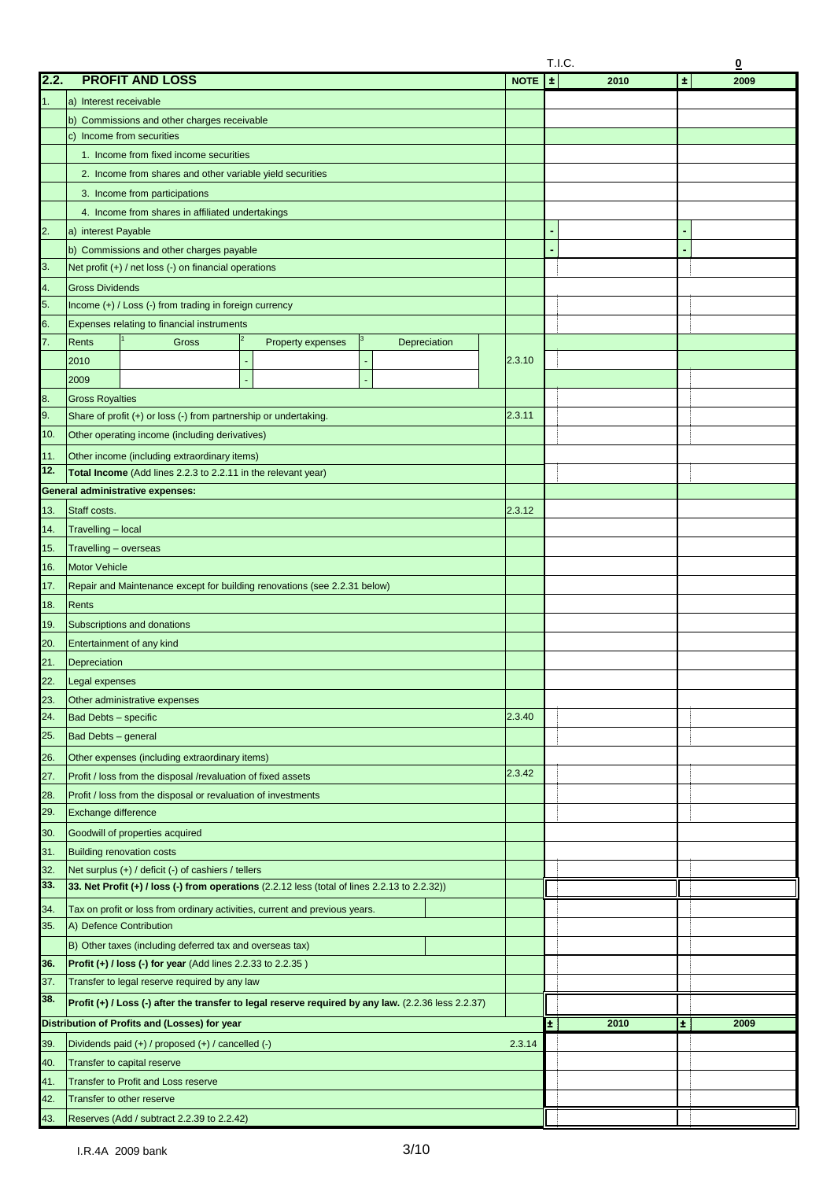T.I.C. **0**

| 2.2. | **PROFIT AND LOSS** | NOTE | ± | 2010 | ± | 2009 |
|---|---|---|---|---|---|---|
| 1. | a) Interest receivable | | | | | |
| | b) Commissions and other charges receivable | | | | | |
| | c) Income from securities | | | | | |
| | 1. Income from fixed income securities | | | | | |
| | 2. Income from shares and other variable yield securities | | | | | |
| | 3. Income from participations | | | | | |
| | 4. Income from shares in affiliated undertakings | | | | | |
| 2. | a) interest Payable | | - | | - | |
| | b) Commissions and other charges payable | | - | | - | |
| 3. | Net profit (+) / net loss (-) on financial operations | | | | | |
| 4. | Gross Dividends | | | | | |
| 5. | Income (+) / Loss (-) from trading in foreign currency | | | | | |
| 6. | Expenses relating to financial instruments | | | | | |
| 7. | Rents — [1] Gross — [2] Property expenses — [3] Depreciation | | | | | |
| | 2010 — - — - | 2.3.10 | | | | |
| | 2009 — - — - | | | | | |
| 8. | Gross Royalties | | | | | |
| 9. | Share of profit (+) or loss (-) from partnership or undertaking. | 2.3.11 | | | | |
| 10. | Other operating income (including derivatives) | | | | | |
| 11. | Other income (including extraordinary items) | | | | | |
| 12. | **Total Income** (Add lines 2.2.3 to 2.2.11 in the relevant year) | | | | | |
| | **General administrative expenses:** | | | | | |
| 13. | Staff costs. | 2.3.12 | | | | |
| 14. | Travelling – local | | | | | |
| 15. | Travelling – overseas | | | | | |
| 16. | Motor Vehicle | | | | | |
| 17. | Repair and Maintenance except for building renovations (see 2.2.31 below) | | | | | |
| 18. | Rents | | | | | |
| 19. | Subscriptions and donations | | | | | |
| 20. | Entertainment of any kind | | | | | |
| 21. | Depreciation | | | | | |
| 22. | Legal expenses | | | | | |
| 23. | Other administrative expenses | | | | | |
| 24. | Bad Debts – specific | 2.3.40 | | | | |
| 25. | Bad Debts – general | | | | | |
| 26. | Other expenses (including extraordinary items) | | | | | |
| 27. | Profit / loss from the disposal /revaluation of fixed assets | 2.3.42 | | | | |
| 28. | Profit / loss from the disposal or revaluation of investments | | | | | |
| 29. | Exchange difference | | | | | |
| 30. | Goodwill of properties acquired | | | | | |
| 31. | Building renovation costs | | | | | |
| 32. | Net surplus (+) / deficit (-) of cashiers / tellers | | | | | |
| 33. | **33. Net Profit (+) / loss (-) from operations** (2.2.12 less (total of lines 2.2.13 to 2.2.32)) | | | | | |
| 34. | Tax on profit or loss from ordinary activities, current and previous years. | | | | | |
| 35. | A) Defence Contribution | | | | | |
| | B) Other taxes (including deferred tax and overseas tax) | | | | | |
| 36. | **Profit (+) / loss (-) for year** (Add lines 2.2.33 to 2.2.35 ) | | | | | |
| 37. | Transfer to legal reserve required by any law | | | | | |
| 38. | **Profit (+) / Loss (-) after the transfer to legal reserve required by any law.** (2.2.36 less 2.2.37) | | | | | |
| | **Distribution of Profits and (Losses) for year** | | ± | 2010 | ± | 2009 |
| 39. | Dividends paid (+) / proposed (+) / cancelled (-) | 2.3.14 | | | | |
| 40. | Transfer to capital reserve | | | | | |
| 41. | Transfer to Profit and Loss reserve | | | | | |
| 42. | Transfer to other reserve | | | | | |
| 43. | Reserves (Add / subtract 2.2.39 to 2.2.42) | | | | | |

I.R.4A 2009 bank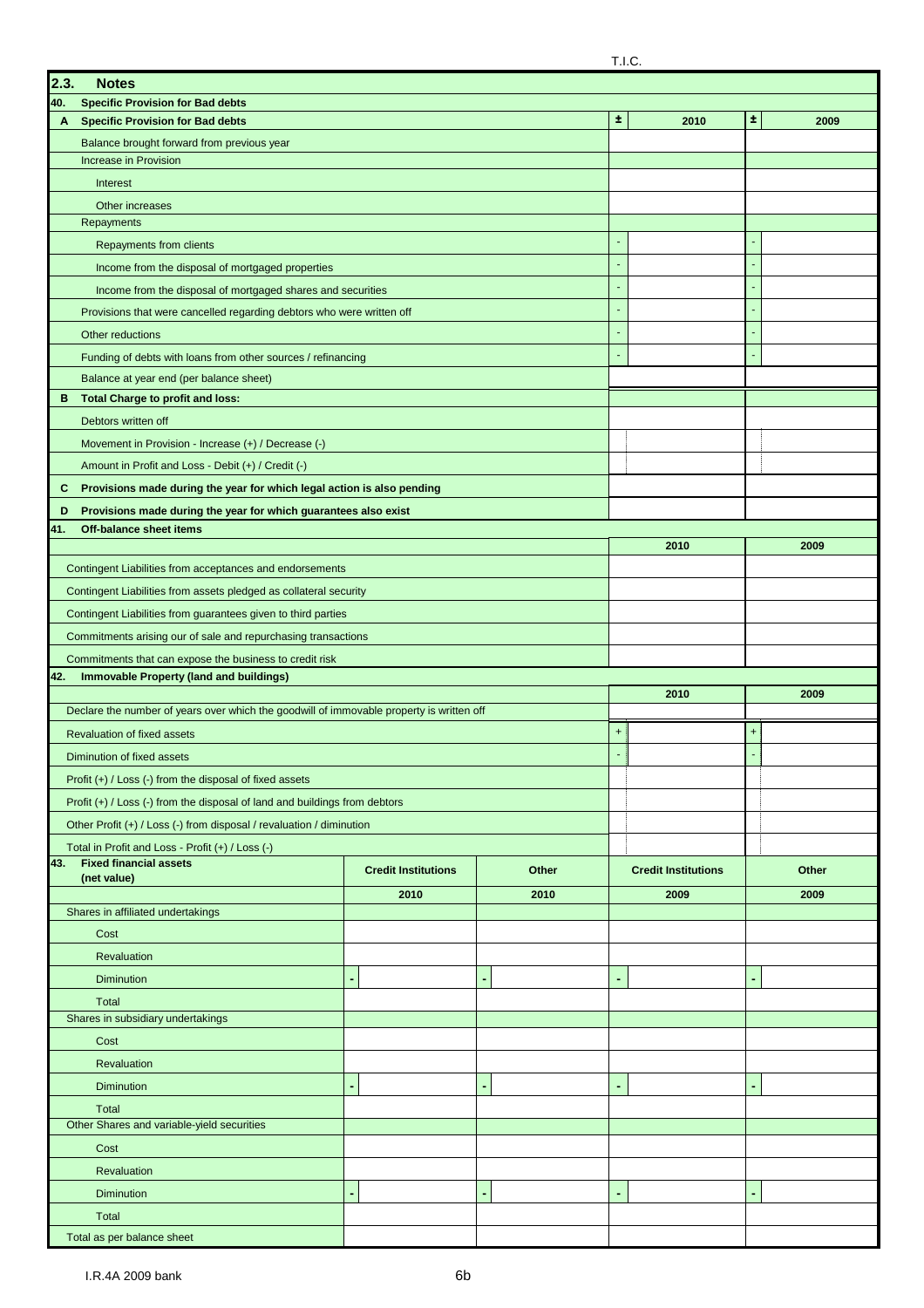## 2.3. Notes

### 40. Specific Provision for Bad debts

| A | Specific Provision for Bad debts | ± | 2010 | ± | 2009 |
|---|---|---|---|---|---|
| | Balance brought forward from previous year | | | | |
| | Increase in Provision | | | | |
| | Interest | | | | |
| | Other increases | | | | |
| | Repayments | | | | |
| | Repayments from clients | - | | - | |
| | Income from the disposal of mortgaged properties | - | | - | |
| | Income from the disposal of mortgaged shares and securities | - | | - | |
| | Provisions that were cancelled regarding debtors who were written off | - | | - | |
| | Other reductions | - | | - | |
| | Funding of debts with loans from other sources / refinancing | - | | - | |
| | Balance at year end (per balance sheet) | | | | |
| **B** | **Total Charge to profit and loss:** | | | | |
| | Debtors written off | | | | |
| | Movement in Provision - Increase (+) / Decrease (-) | | | | |
| | Amount in Profit and Loss - Debit (+) / Credit (-) | | | | |
| **C** | **Provisions made during the year for which legal action is also pending** | | | | |
| **D** | **Provisions made during the year for which guarantees also exist** | | | | |

### 41. Off-balance sheet items

| | 2010 | 2009 |
|---|---|---|
| Contingent Liabilities from acceptances and endorsements | | |
| Contingent Liabilities from assets pledged as collateral security | | |
| Contingent Liabilities from guarantees given to third parties | | |
| Commitments arising our of sale and repurchasing transactions | | |
| Commitments that can expose the business to credit risk | | |

### 42. Immovable Property (land and buildings)

| | | 2010 | | 2009 |
|---|---|---|---|---|
| Declare the number of years over which the goodwill of immovable property is written off | | | | |
| Revaluation of fixed assets | + | | + | |
| Diminution of fixed assets | - | | - | |
| Profit (+) / Loss (-) from the disposal of fixed assets | | | | |
| Profit (+) / Loss (-) from the disposal of land and buildings from debtors | | | | |
| Other Profit (+) / Loss (-) from disposal / revaluation / diminution | | | | |
| Total in Profit and Loss - Profit (+) / Loss (-) | | | | |

### 43. Fixed financial assets (net value)

| | Credit Institutions | Other | Credit Institutions | Other |
|---|---|---|---|---|
| | 2010 | 2010 | 2009 | 2009 |
| Shares in affiliated undertakings | | | | |
| Cost | | | | |
| Revaluation | | | | |
| Diminution | - | - | - | - |
| Total | | | | |
| Shares in subsidiary undertakings | | | | |
| Cost | | | | |
| Revaluation | | | | |
| Diminution | - | - | - | - |
| Total | | | | |
| Other Shares and variable-yield securities | | | | |
| Cost | | | | |
| Revaluation | | | | |
| Diminution | - | - | - | - |
| Total | | | | |
| Total as per balance sheet | | | | |